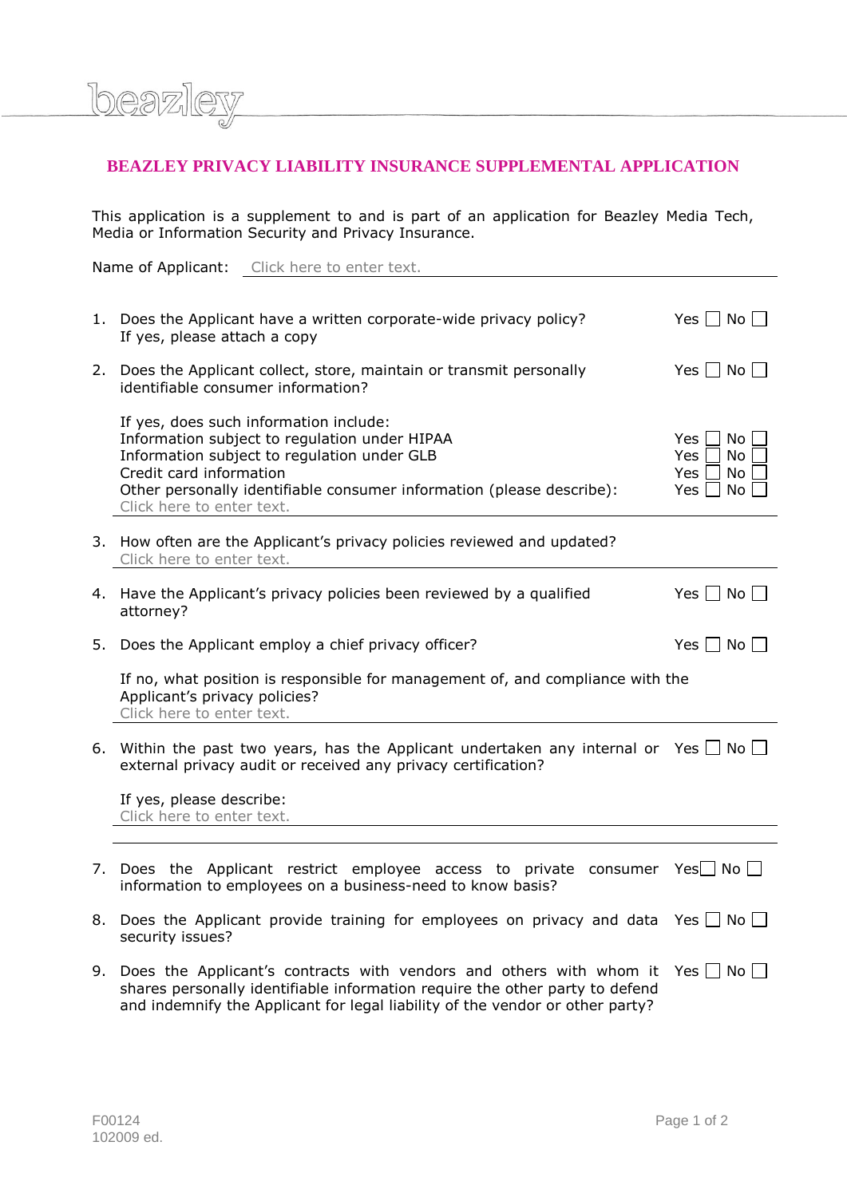beazley

# BEAZLEY PRIVACY LIABILITY INSURANCE SUPPLEMENTAL APPLICATION

This application is a supplement to and is part of an application for Beazley Media Tech, Media or Information Security and Privacy Insurance.

Name of Applicant: Click here to enter text.

1. Does the Applicant have a written corporate-wide privacy policy? Yes ☐ No ☐
   If yes, please attach a copy

2. Does the Applicant collect, store, maintain or transmit personally identifiable consumer information? Yes ☐ No ☐

   If yes, does such information include:
   Information subject to regulation under HIPAA Yes ☐ No ☐
   Information subject to regulation under GLB Yes ☐ No ☐
   Credit card information Yes ☐ No ☐
   Other personally identifiable consumer information (please describe): Yes ☐ No ☐
   Click here to enter text.

3. How often are the Applicant's privacy policies reviewed and updated?
   Click here to enter text.

4. Have the Applicant's privacy policies been reviewed by a qualified attorney? Yes ☐ No ☐

5. Does the Applicant employ a chief privacy officer? Yes ☐ No ☐

   If no, what position is responsible for management of, and compliance with the Applicant's privacy policies?
   Click here to enter text.

6. Within the past two years, has the Applicant undertaken any internal or external privacy audit or received any privacy certification? Yes ☐ No ☐

   If yes, please describe:
   Click here to enter text.

7. Does the Applicant restrict employee access to private consumer information to employees on a business-need to know basis? Yes ☐ No ☐

8. Does the Applicant provide training for employees on privacy and data security issues? Yes ☐ No ☐

9. Does the Applicant's contracts with vendors and others with whom it shares personally identifiable information require the other party to defend and indemnify the Applicant for legal liability of the vendor or other party? Yes ☐ No ☐

F00124
102009 ed.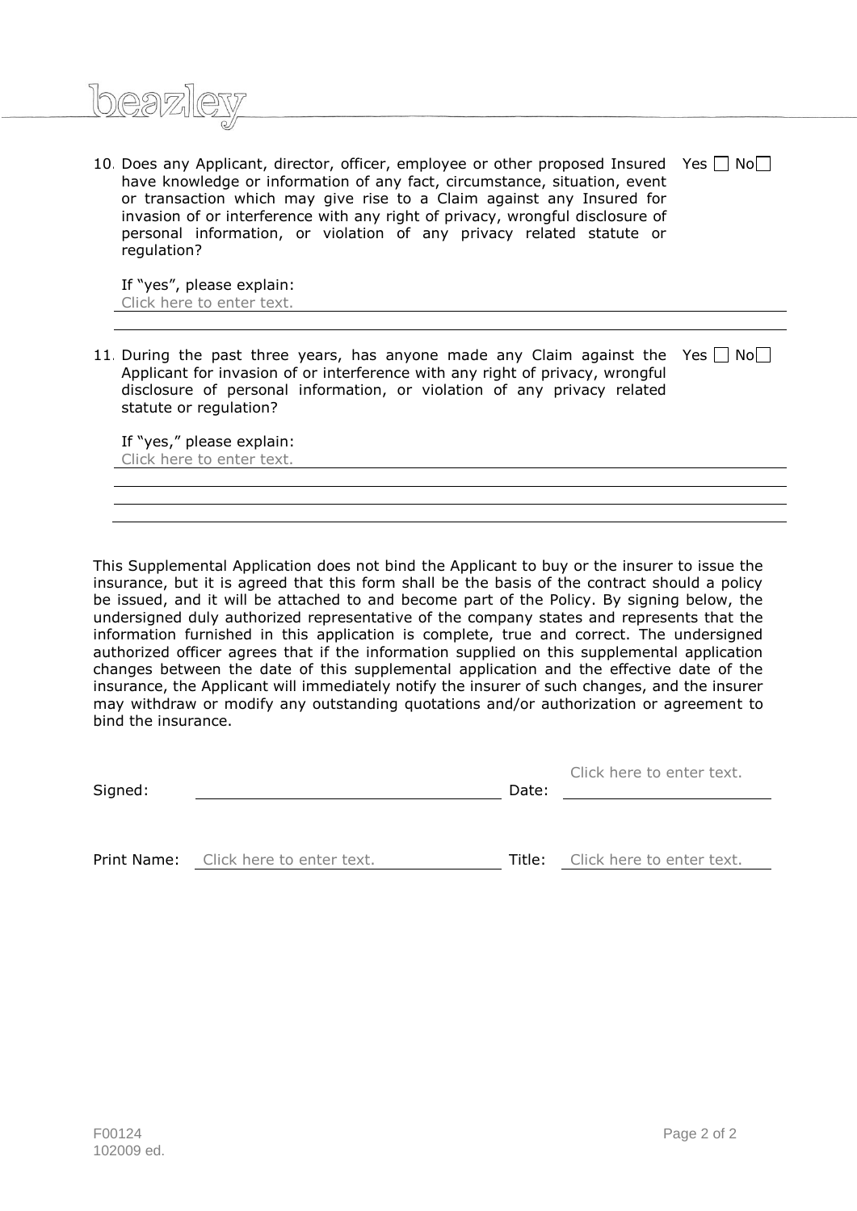10. Does any Applicant, director, officer, employee or other proposed Insured have knowledge or information of any fact, circumstance, situation, event or transaction which may give rise to a Claim against any Insured for invasion of or interference with any right of privacy, wrongful disclosure of personal information, or violation of any privacy related statute or regulation? Yes ☐ No ☐

    If "yes", please explain:
    Click here to enter text.

11. During the past three years, has anyone made any Claim against the Applicant for invasion of or interference with any right of privacy, wrongful disclosure of personal information, or violation of any privacy related statute or regulation? Yes ☐ No ☐

    If "yes," please explain:
    Click here to enter text.

This Supplemental Application does not bind the Applicant to buy or the insurer to issue the insurance, but it is agreed that this form shall be the basis of the contract should a policy be issued, and it will be attached to and become part of the Policy. By signing below, the undersigned duly authorized representative of the company states and represents that the information furnished in this application is complete, true and correct. The undersigned authorized officer agrees that if the information supplied on this supplemental application changes between the date of this supplemental application and the effective date of the insurance, the Applicant will immediately notify the insurer of such changes, and the insurer may withdraw or modify any outstanding quotations and/or authorization or agreement to bind the insurance.

Signed: ______________________ Date: Click here to enter text.

Print Name: Click here to enter text. Title: Click here to enter text.

F00124
102009 ed.